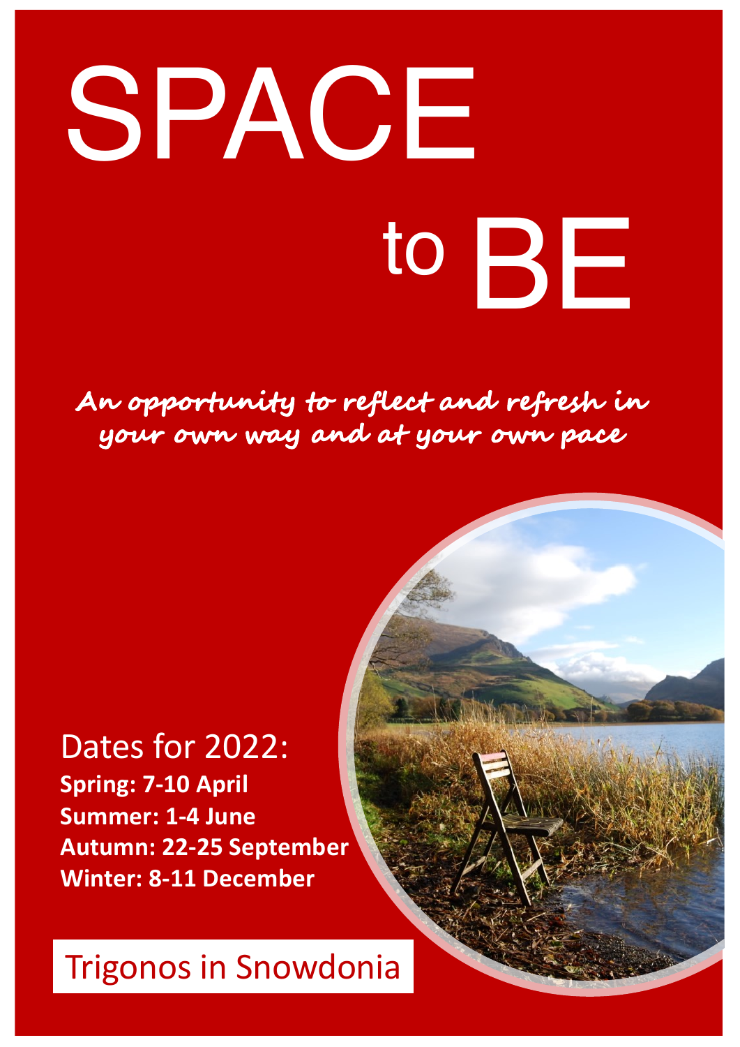# SPACE to BE

***An opportunity to reflect and refresh in your own way and at your own pace***

Dates for 2022:

**Spring: 7-10 April**
**Summer: 1-4 June**
**Autumn: 22-25 September**
**Winter: 8-11 December**

Trigonos in Snowdonia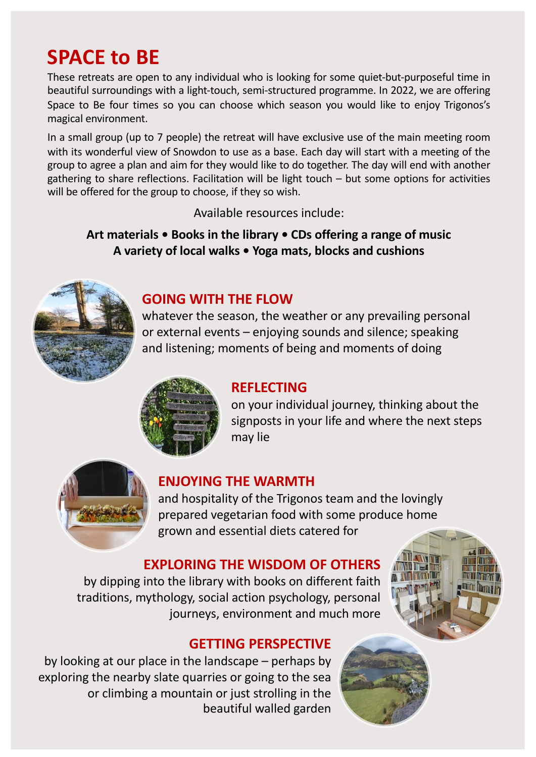# SPACE to BE

These retreats are open to any individual who is looking for some quiet-but-purposeful time in beautiful surroundings with a light-touch, semi-structured programme. In 2022, we are offering Space to Be four times so you can choose which season you would like to enjoy Trigonos's magical environment.

In a small group (up to 7 people) the retreat will have exclusive use of the main meeting room with its wonderful view of Snowdon to use as a base. Each day will start with a meeting of the group to agree a plan and aim for they would like to do together. The day will end with another gathering to share reflections. Facilitation will be light touch – but some options for activities will be offered for the group to choose, if they so wish.

Available resources include:

**Art materials • Books in the library • CDs offering a range of music**
**A variety of local walks • Yoga mats, blocks and cushions**

## GOING WITH THE FLOW

whatever the season, the weather or any prevailing personal or external events – enjoying sounds and silence; speaking and listening; moments of being and moments of doing

## REFLECTING

on your individual journey, thinking about the signposts in your life and where the next steps may lie

## ENJOYING THE WARMTH

and hospitality of the Trigonos team and the lovingly prepared vegetarian food with some produce home grown and essential diets catered for

## EXPLORING THE WISDOM OF OTHERS

by dipping into the library with books on different faith traditions, mythology, social action psychology, personal journeys, environment and much more

## GETTING PERSPECTIVE

by looking at our place in the landscape – perhaps by exploring the nearby slate quarries or going to the sea or climbing a mountain or just strolling in the beautiful walled garden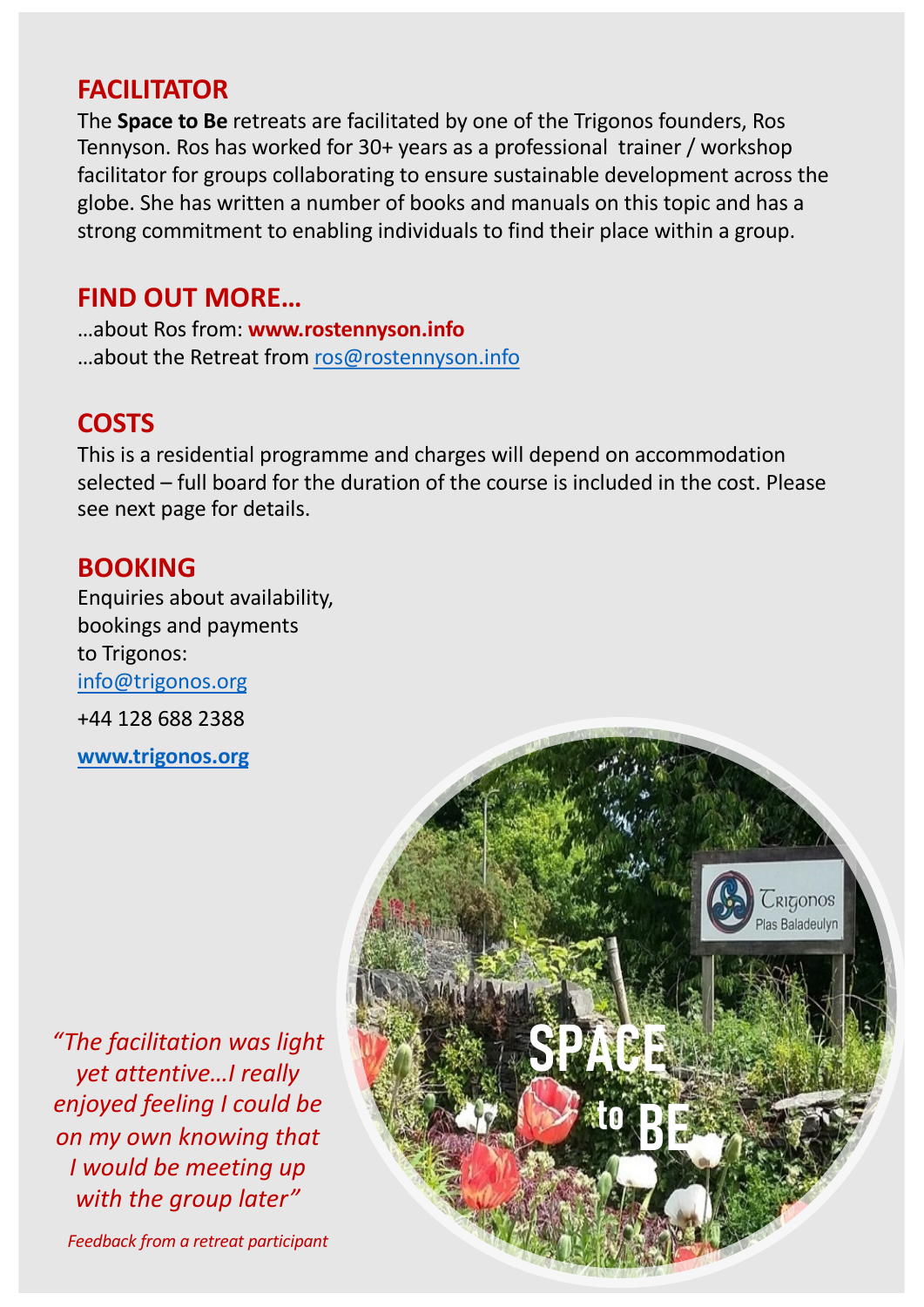## FACILITATOR

The **Space to Be** retreats are facilitated by one of the Trigonos founders, Ros Tennyson. Ros has worked for 30+ years as a professional trainer / workshop facilitator for groups collaborating to ensure sustainable development across the globe. She has written a number of books and manuals on this topic and has a strong commitment to enabling individuals to find their place within a group.

## FIND OUT MORE…

…about Ros from: **www.rostennyson.info**
…about the Retreat from ros@rostennyson.info

## COSTS

This is a residential programme and charges will depend on accommodation selected – full board for the duration of the course is included in the cost. Please see next page for details.

## BOOKING

Enquiries about availability, bookings and payments to Trigonos:
info@trigonos.org

+44 128 688 2388

**www.trigonos.org**

*"The facilitation was light yet attentive…I really enjoyed feeling I could be on my own knowing that I would be meeting up with the group later"*

*Feedback from a retreat participant*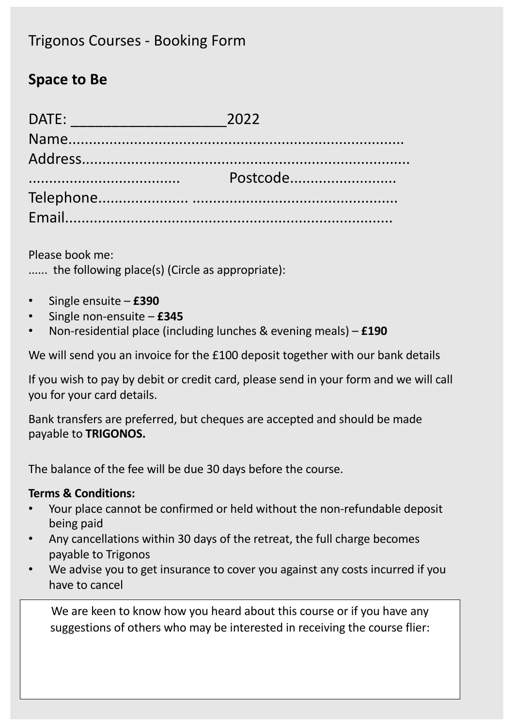# Trigonos Courses - Booking Form

## Space to Be

DATE: ___________________2022
Name.................................................................................
Address...............................................................................
.....................................     Postcode..........................
Telephone..................... .................................................
Email...................................................................................

Please book me:
......  the following place(s) (Circle as appropriate):

- Single ensuite – **£390**
- Single non-ensuite – **£345**
- Non-residential place (including lunches & evening meals) – **£190**

We will send you an invoice for the £100 deposit together with our bank details

If you wish to pay by debit or credit card, please send in your form and we will call you for your card details.

Bank transfers are preferred, but cheques are accepted and should be made payable to **TRIGONOS.**

The balance of the fee will be due 30 days before the course.

**Terms & Conditions:**

- Your place cannot be confirmed or held without the non-refundable deposit being paid
- Any cancellations within 30 days of the retreat, the full charge becomes payable to Trigonos
- We advise you to get insurance to cover you against any costs incurred if you have to cancel

We are keen to know how you heard about this course or if you have any suggestions of others who may be interested in receiving the course flier: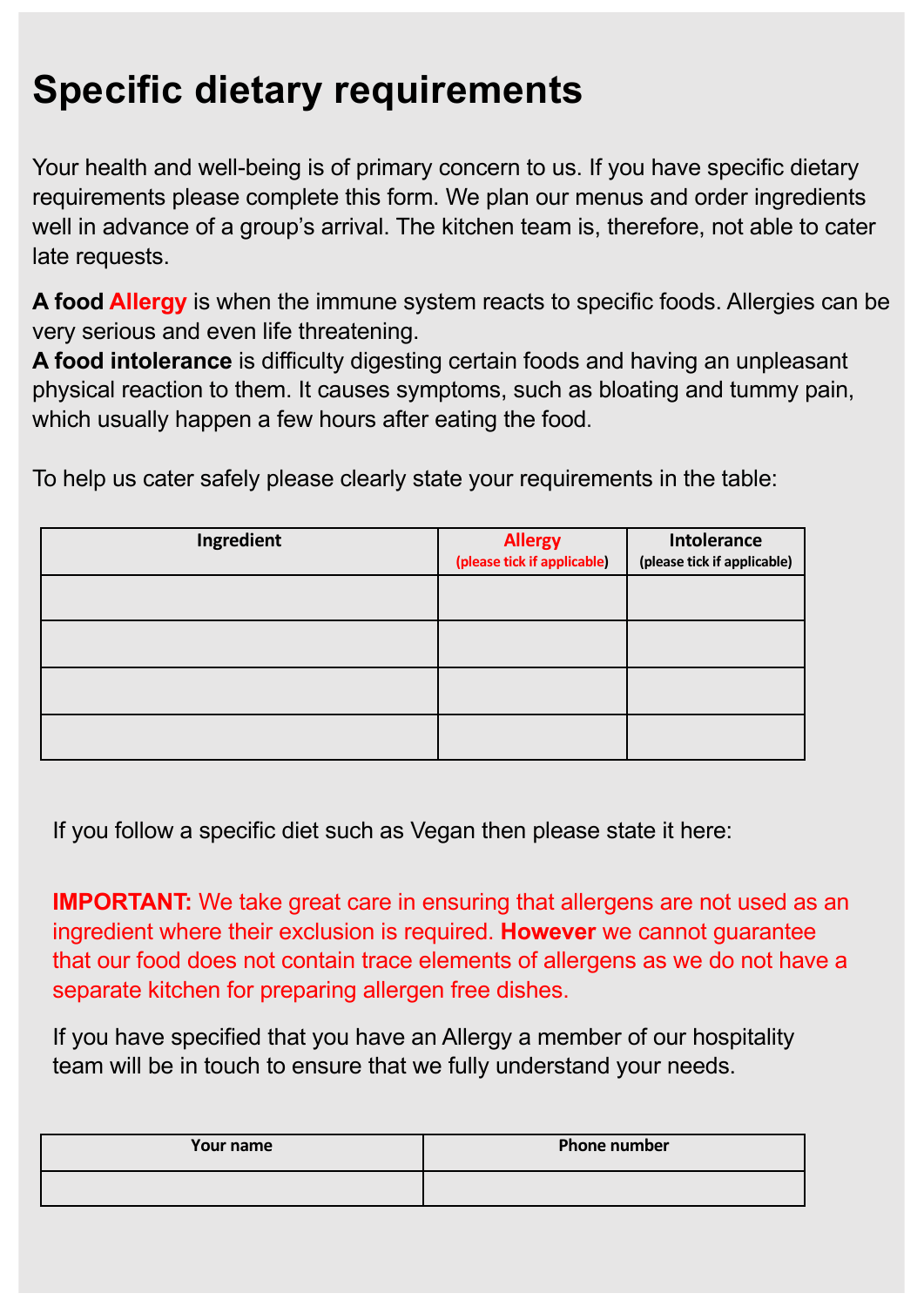# Specific dietary requirements

Your health and well-being is of primary concern to us. If you have specific dietary requirements please complete this form. We plan our menus and order ingredients well in advance of a group's arrival. The kitchen team is, therefore, not able to cater late requests.

**A food Allergy** is when the immune system reacts to specific foods. Allergies can be very serious and even life threatening.
**A food intolerance** is difficulty digesting certain foods and having an unpleasant physical reaction to them. It causes symptoms, such as bloating and tummy pain, which usually happen a few hours after eating the food.

To help us cater safely please clearly state your requirements in the table:

| Ingredient | Allergy (please tick if applicable) | Intolerance (please tick if applicable) |
|---|---|---|
| | | |
| | | |
| | | |
| | | |

If you follow a specific diet such as Vegan then please state it here:

**IMPORTANT:** We take great care in ensuring that allergens are not used as an ingredient where their exclusion is required. **However** we cannot guarantee that our food does not contain trace elements of allergens as we do not have a separate kitchen for preparing allergen free dishes.

If you have specified that you have an Allergy a member of our hospitality team will be in touch to ensure that we fully understand your needs.

| Your name | Phone number |
|---|---|
| | |